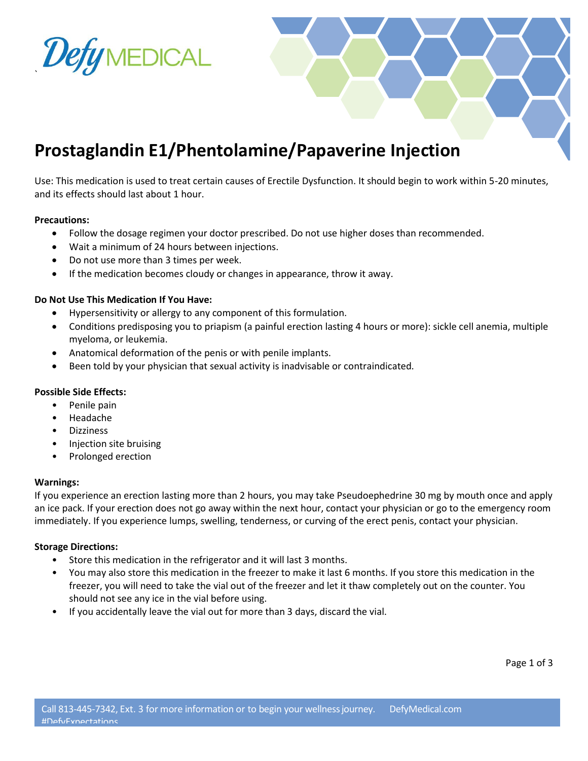# Prostaglandin E1/Phentolamine/Papaverine Injection

Use: This medication is used to treat certain causes of Erectile Dysfunction. It should begin to work within 5-20 minutes, and its effects should last about 1 hour.

**Precautions:**

- Follow the dosage regimen your doctor prescribed. Do not use higher doses than recommended.
- Wait a minimum of 24 hours between injections.
- Do not use more than 3 times per week.
- If the medication becomes cloudy or changes in appearance, throw it away.

**Do Not Use This Medication If You Have:**

- Hypersensitivity or allergy to any component of this formulation.
- Conditions predisposing you to priapism (a painful erection lasting 4 hours or more): sickle cell anemia, multiple myeloma, or leukemia.
- Anatomical deformation of the penis or with penile implants.
- Been told by your physician that sexual activity is inadvisable or contraindicated.

**Possible Side Effects:**

- Penile pain
- Headache
- Dizziness
- Injection site bruising
- Prolonged erection

**Warnings:**

If you experience an erection lasting more than 2 hours, you may take Pseudoephedrine 30 mg by mouth once and apply an ice pack. If your erection does not go away within the next hour, contact your physician or go to the emergency room immediately. If you experience lumps, swelling, tenderness, or curving of the erect penis, contact your physician.

**Storage Directions:**

- Store this medication in the refrigerator and it will last 3 months.
- You may also store this medication in the freezer to make it last 6 months. If you store this medication in the freezer, you will need to take the vial out of the freezer and let it thaw completely out on the counter. You should not see any ice in the vial before using.
- If you accidentally leave the vial out for more than 3 days, discard the vial.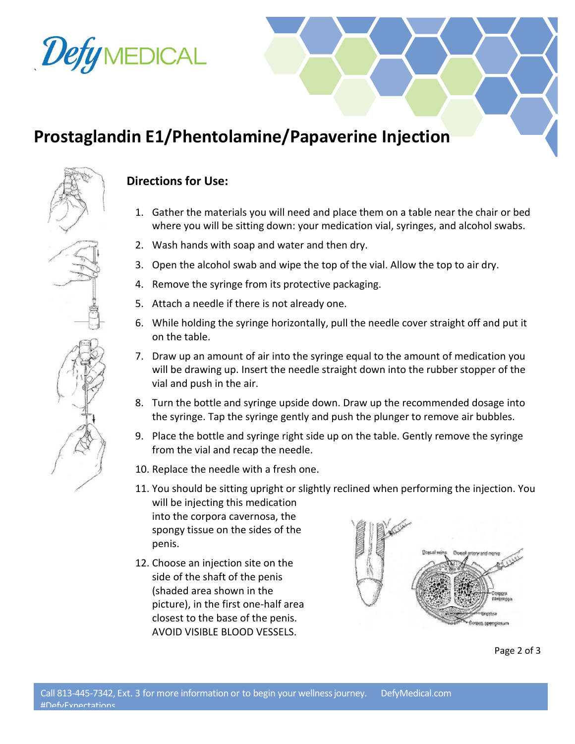# Prostaglandin E1/Phentolamine/Papaverine Injection

## Directions for Use:

1. Gather the materials you will need and place them on a table near the chair or bed where you will be sitting down: your medication vial, syringes, and alcohol swabs.
2. Wash hands with soap and water and then dry.
3. Open the alcohol swab and wipe the top of the vial. Allow the top to air dry.
4. Remove the syringe from its protective packaging.
5. Attach a needle if there is not already one.
6. While holding the syringe horizontally, pull the needle cover straight off and put it on the table.
7. Draw up an amount of air into the syringe equal to the amount of medication you will be drawing up. Insert the needle straight down into the rubber stopper of the vial and push in the air.
8. Turn the bottle and syringe upside down. Draw up the recommended dosage into the syringe. Tap the syringe gently and push the plunger to remove air bubbles.
9. Place the bottle and syringe right side up on the table. Gently remove the syringe from the vial and recap the needle.
10. Replace the needle with a fresh one.
11. You should be sitting upright or slightly reclined when performing the injection. You will be injecting this medication into the corpora cavernosa, the spongy tissue on the sides of the penis.
12. Choose an injection site on the side of the shaft of the penis (shaded area shown in the picture), in the first one-half area closest to the base of the penis. AVOID VISIBLE BLOOD VESSELS.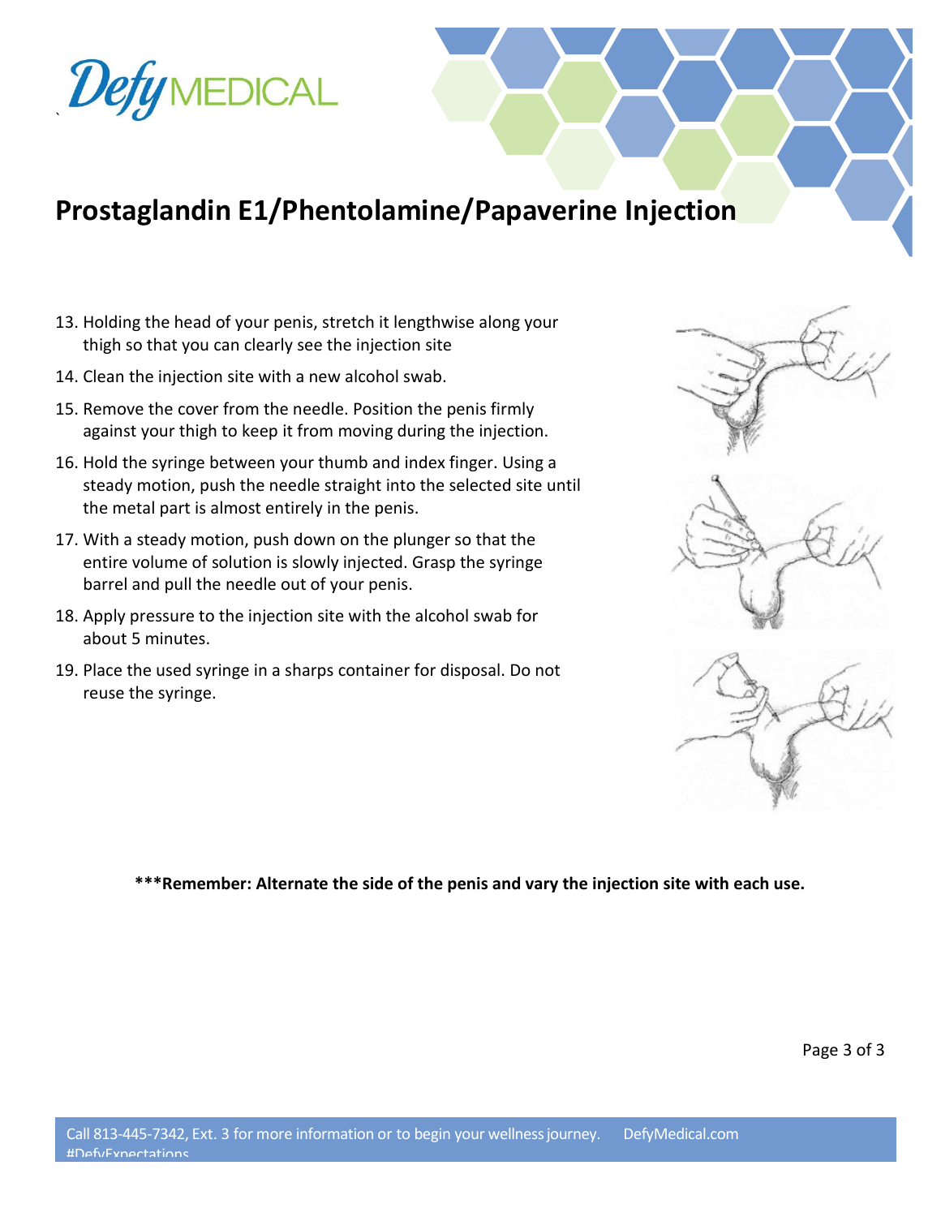# Prostaglandin E1/Phentolamine/Papaverine Injection

13. Holding the head of your penis, stretch it lengthwise along your thigh so that you can clearly see the injection site
14. Clean the injection site with a new alcohol swab.
15. Remove the cover from the needle. Position the penis firmly against your thigh to keep it from moving during the injection.
16. Hold the syringe between your thumb and index finger. Using a steady motion, push the needle straight into the selected site until the metal part is almost entirely in the penis.
17. With a steady motion, push down on the plunger so that the entire volume of solution is slowly injected. Grasp the syringe barrel and pull the needle out of your penis.
18. Apply pressure to the injection site with the alcohol swab for about 5 minutes.
19. Place the used syringe in a sharps container for disposal. Do not reuse the syringe.

*****Remember: Alternate the side of the penis and vary the injection site with each use.**

Call 813-445-7342, Ext. 3 for more information or to begin your wellness journey. DefyMedical.com #DefyExpectations